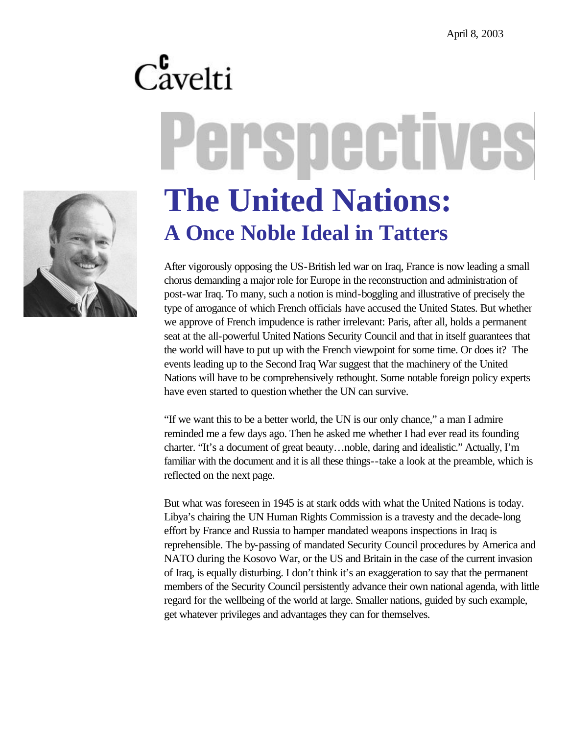April 8, 2003

Cavelti

Perspectives

# The United Nations:
## A Once Noble Ideal in Tatters

After vigorously opposing the US-British led war on Iraq, France is now leading a small chorus demanding a major role for Europe in the reconstruction and administration of post-war Iraq. To many, such a notion is mind-boggling and illustrative of precisely the type of arrogance of which French officials have accused the United States. But whether we approve of French impudence is rather irrelevant: Paris, after all, holds a permanent seat at the all-powerful United Nations Security Council and that in itself guarantees that the world will have to put up with the French viewpoint for some time. Or does it? The events leading up to the Second Iraq War suggest that the machinery of the United Nations will have to be comprehensively rethought. Some notable foreign policy experts have even started to question whether the UN can survive.

"If we want this to be a better world, the UN is our only chance," a man I admire reminded me a few days ago. Then he asked me whether I had ever read its founding charter. "It's a document of great beauty…noble, daring and idealistic." Actually, I'm familiar with the document and it is all these things--take a look at the preamble, which is reflected on the next page.

But what was foreseen in 1945 is at stark odds with what the United Nations is today. Libya's chairing the UN Human Rights Commission is a travesty and the decade-long effort by France and Russia to hamper mandated weapons inspections in Iraq is reprehensible. The by-passing of mandated Security Council procedures by America and NATO during the Kosovo War, or the US and Britain in the case of the current invasion of Iraq, is equally disturbing. I don't think it's an exaggeration to say that the permanent members of the Security Council persistently advance their own national agenda, with little regard for the wellbeing of the world at large. Smaller nations, guided by such example, get whatever privileges and advantages they can for themselves.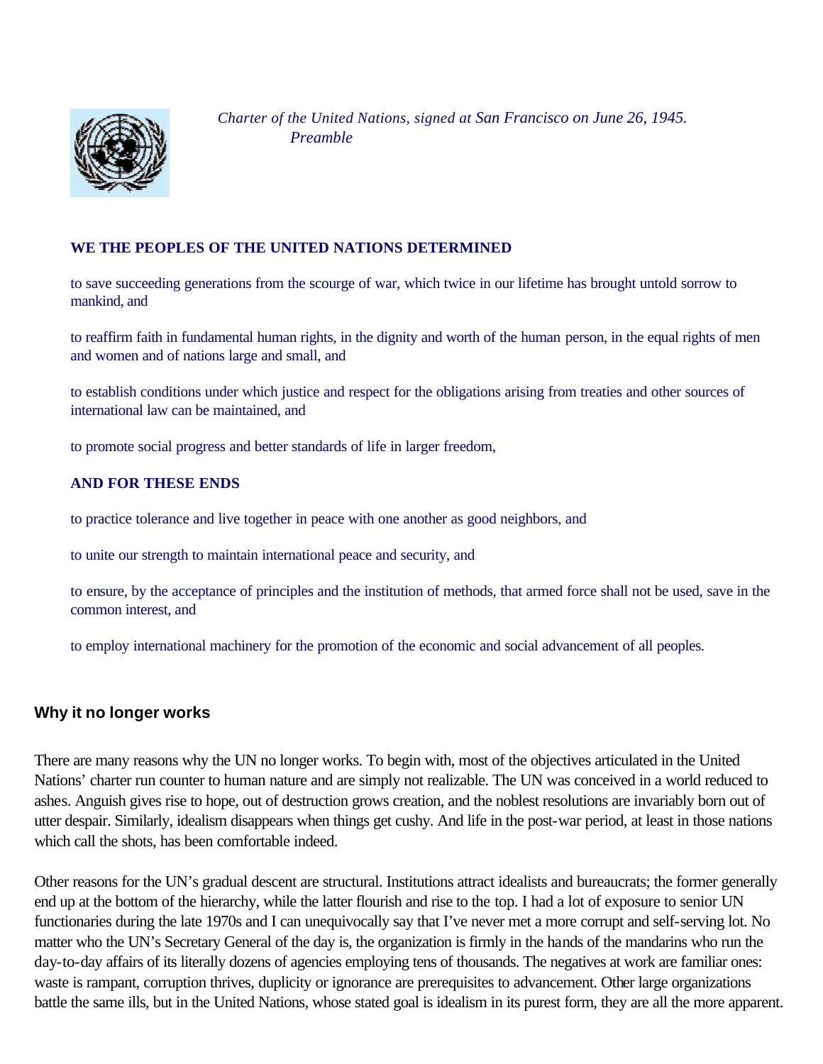*Charter of the United Nations, signed at San Francisco on June 26, 1945.*
*Preamble*

**WE THE PEOPLES OF THE UNITED NATIONS DETERMINED**

to save succeeding generations from the scourge of war, which twice in our lifetime has brought untold sorrow to mankind, and

to reaffirm faith in fundamental human rights, in the dignity and worth of the human person, in the equal rights of men and women and of nations large and small, and

to establish conditions under which justice and respect for the obligations arising from treaties and other sources of international law can be maintained, and

to promote social progress and better standards of life in larger freedom,

**AND FOR THESE ENDS**

to practice tolerance and live together in peace with one another as good neighbors, and

to unite our strength to maintain international peace and security, and

to ensure, by the acceptance of principles and the institution of methods, that armed force shall not be used, save in the common interest, and

to employ international machinery for the promotion of the economic and social advancement of all peoples.

## Why it no longer works

There are many reasons why the UN no longer works. To begin with, most of the objectives articulated in the United Nations' charter run counter to human nature and are simply not realizable. The UN was conceived in a world reduced to ashes. Anguish gives rise to hope, out of destruction grows creation, and the noblest resolutions are invariably born out of utter despair. Similarly, idealism disappears when things get cushy. And life in the post-war period, at least in those nations which call the shots, has been comfortable indeed.

Other reasons for the UN's gradual descent are structural. Institutions attract idealists and bureaucrats; the former generally end up at the bottom of the hierarchy, while the latter flourish and rise to the top. I had a lot of exposure to senior UN functionaries during the late 1970s and I can unequivocally say that I've never met a more corrupt and self-serving lot. No matter who the UN's Secretary General of the day is, the organization is firmly in the hands of the mandarins who run the day-to-day affairs of its literally dozens of agencies employing tens of thousands. The negatives at work are familiar ones: waste is rampant, corruption thrives, duplicity or ignorance are prerequisites to advancement. Other large organizations battle the same ills, but in the United Nations, whose stated goal is idealism in its purest form, they are all the more apparent.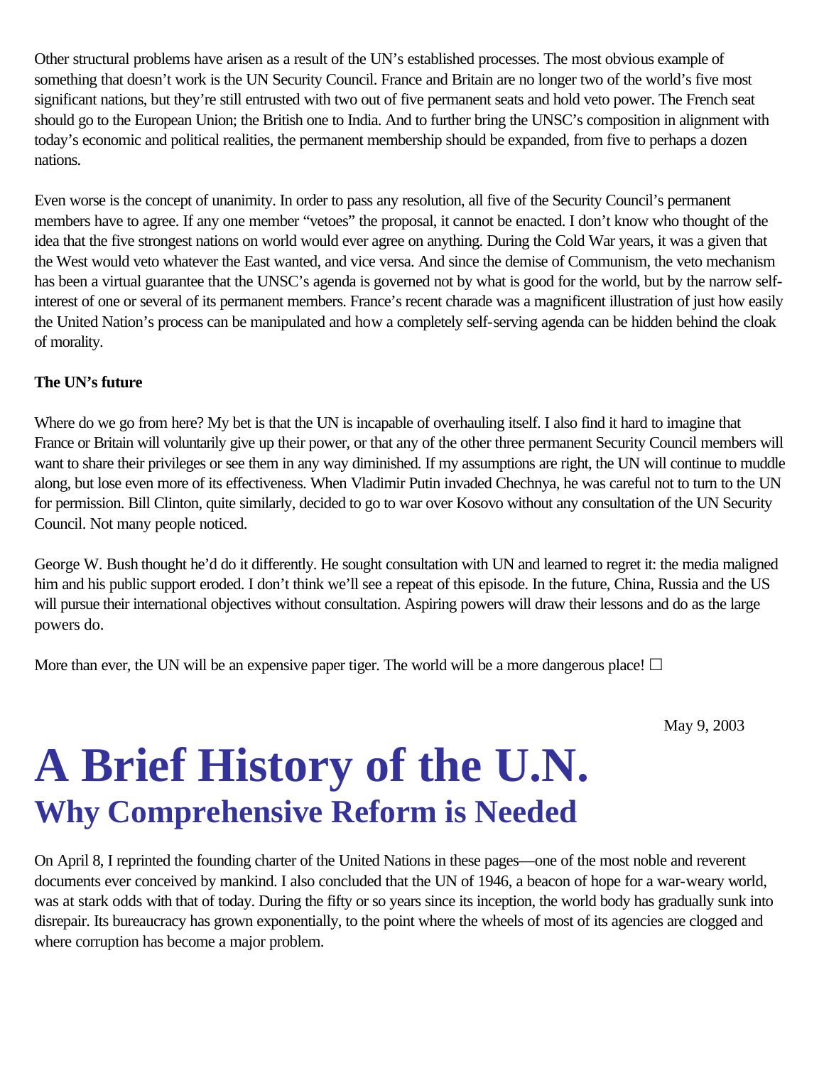Other structural problems have arisen as a result of the UN's established processes. The most obvious example of something that doesn't work is the UN Security Council. France and Britain are no longer two of the world's five most significant nations, but they're still entrusted with two out of five permanent seats and hold veto power. The French seat should go to the European Union; the British one to India. And to further bring the UNSC's composition in alignment with today's economic and political realities, the permanent membership should be expanded, from five to perhaps a dozen nations.

Even worse is the concept of unanimity. In order to pass any resolution, all five of the Security Council's permanent members have to agree. If any one member "vetoes" the proposal, it cannot be enacted. I don't know who thought of the idea that the five strongest nations on world would ever agree on anything. During the Cold War years, it was a given that the West would veto whatever the East wanted, and vice versa. And since the demise of Communism, the veto mechanism has been a virtual guarantee that the UNSC's agenda is governed not by what is good for the world, but by the narrow self-interest of one or several of its permanent members. France's recent charade was a magnificent illustration of just how easily the United Nation's process can be manipulated and how a completely self-serving agenda can be hidden behind the cloak of morality.

**The UN's future**

Where do we go from here? My bet is that the UN is incapable of overhauling itself. I also find it hard to imagine that France or Britain will voluntarily give up their power, or that any of the other three permanent Security Council members will want to share their privileges or see them in any way diminished. If my assumptions are right, the UN will continue to muddle along, but lose even more of its effectiveness. When Vladimir Putin invaded Chechnya, he was careful not to turn to the UN for permission. Bill Clinton, quite similarly, decided to go to war over Kosovo without any consultation of the UN Security Council. Not many people noticed.

George W. Bush thought he'd do it differently. He sought consultation with UN and learned to regret it: the media maligned him and his public support eroded. I don't think we'll see a repeat of this episode. In the future, China, Russia and the US will pursue their international objectives without consultation. Aspiring powers will draw their lessons and do as the large powers do.

More than ever, the UN will be an expensive paper tiger. The world will be a more dangerous place! □

May 9, 2003

# A Brief History of the U.N.

## Why Comprehensive Reform is Needed

On April 8, I reprinted the founding charter of the United Nations in these pages—one of the most noble and reverent documents ever conceived by mankind. I also concluded that the UN of 1946, a beacon of hope for a war-weary world, was at stark odds with that of today. During the fifty or so years since its inception, the world body has gradually sunk into disrepair. Its bureaucracy has grown exponentially, to the point where the wheels of most of its agencies are clogged and where corruption has become a major problem.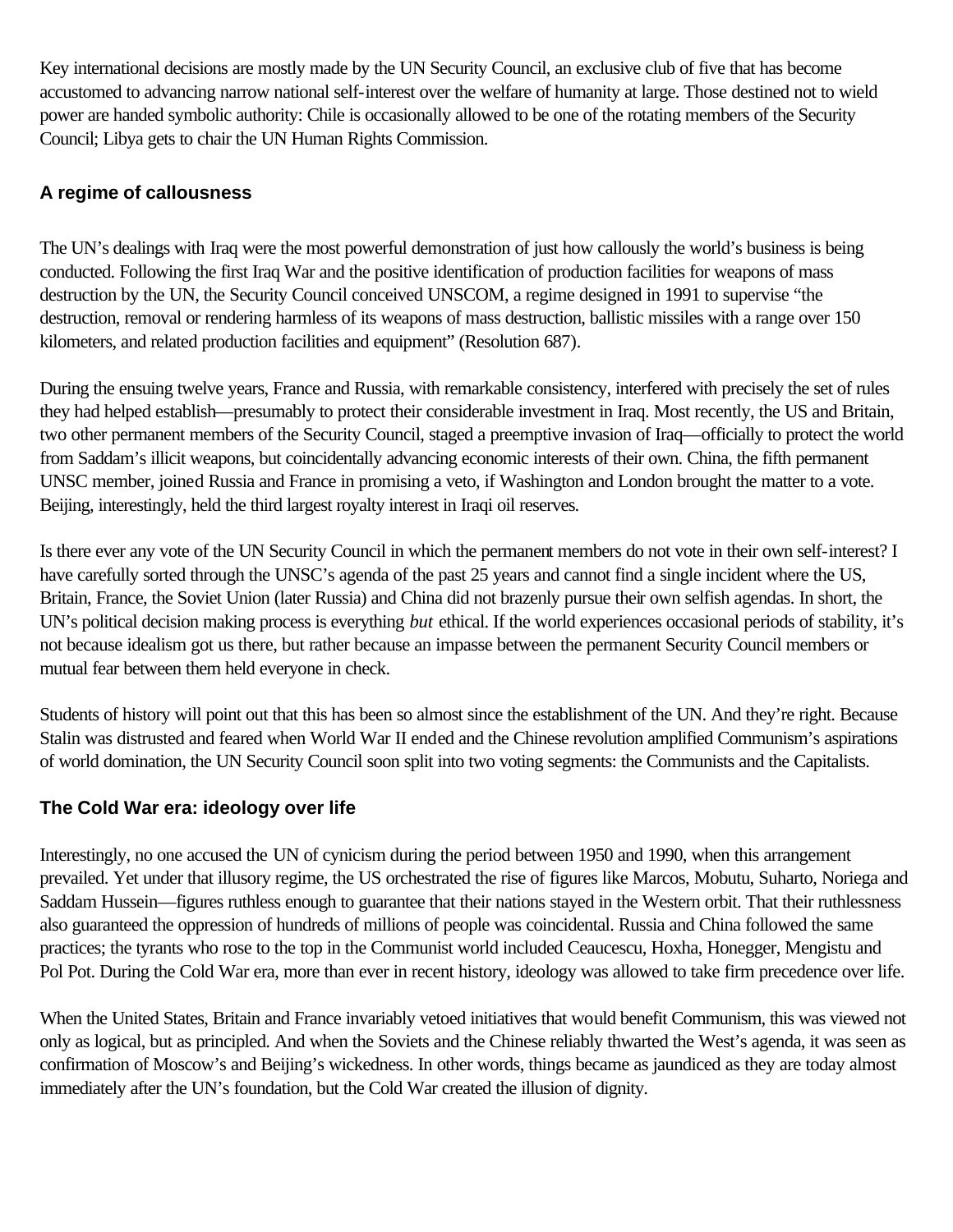Key international decisions are mostly made by the UN Security Council, an exclusive club of five that has become accustomed to advancing narrow national self-interest over the welfare of humanity at large. Those destined not to wield power are handed symbolic authority: Chile is occasionally allowed to be one of the rotating members of the Security Council; Libya gets to chair the UN Human Rights Commission.

### A regime of callousness

The UN's dealings with Iraq were the most powerful demonstration of just how callously the world's business is being conducted. Following the first Iraq War and the positive identification of production facilities for weapons of mass destruction by the UN, the Security Council conceived UNSCOM, a regime designed in 1991 to supervise "the destruction, removal or rendering harmless of its weapons of mass destruction, ballistic missiles with a range over 150 kilometers, and related production facilities and equipment" (Resolution 687).

During the ensuing twelve years, France and Russia, with remarkable consistency, interfered with precisely the set of rules they had helped establish—presumably to protect their considerable investment in Iraq. Most recently, the US and Britain, two other permanent members of the Security Council, staged a preemptive invasion of Iraq—officially to protect the world from Saddam's illicit weapons, but coincidentally advancing economic interests of their own. China, the fifth permanent UNSC member, joined Russia and France in promising a veto, if Washington and London brought the matter to a vote. Beijing, interestingly, held the third largest royalty interest in Iraqi oil reserves.

Is there ever any vote of the UN Security Council in which the permanent members do not vote in their own self-interest? I have carefully sorted through the UNSC's agenda of the past 25 years and cannot find a single incident where the US, Britain, France, the Soviet Union (later Russia) and China did not brazenly pursue their own selfish agendas. In short, the UN's political decision making process is everything *but* ethical. If the world experiences occasional periods of stability, it's not because idealism got us there, but rather because an impasse between the permanent Security Council members or mutual fear between them held everyone in check.

Students of history will point out that this has been so almost since the establishment of the UN. And they're right. Because Stalin was distrusted and feared when World War II ended and the Chinese revolution amplified Communism's aspirations of world domination, the UN Security Council soon split into two voting segments: the Communists and the Capitalists.

### The Cold War era: ideology over life

Interestingly, no one accused the UN of cynicism during the period between 1950 and 1990, when this arrangement prevailed. Yet under that illusory regime, the US orchestrated the rise of figures like Marcos, Mobutu, Suharto, Noriega and Saddam Hussein—figures ruthless enough to guarantee that their nations stayed in the Western orbit. That their ruthlessness also guaranteed the oppression of hundreds of millions of people was coincidental. Russia and China followed the same practices; the tyrants who rose to the top in the Communist world included Ceaucescu, Hoxha, Honegger, Mengistu and Pol Pot. During the Cold War era, more than ever in recent history, ideology was allowed to take firm precedence over life.

When the United States, Britain and France invariably vetoed initiatives that would benefit Communism, this was viewed not only as logical, but as principled. And when the Soviets and the Chinese reliably thwarted the West's agenda, it was seen as confirmation of Moscow's and Beijing's wickedness. In other words, things became as jaundiced as they are today almost immediately after the UN's foundation, but the Cold War created the illusion of dignity.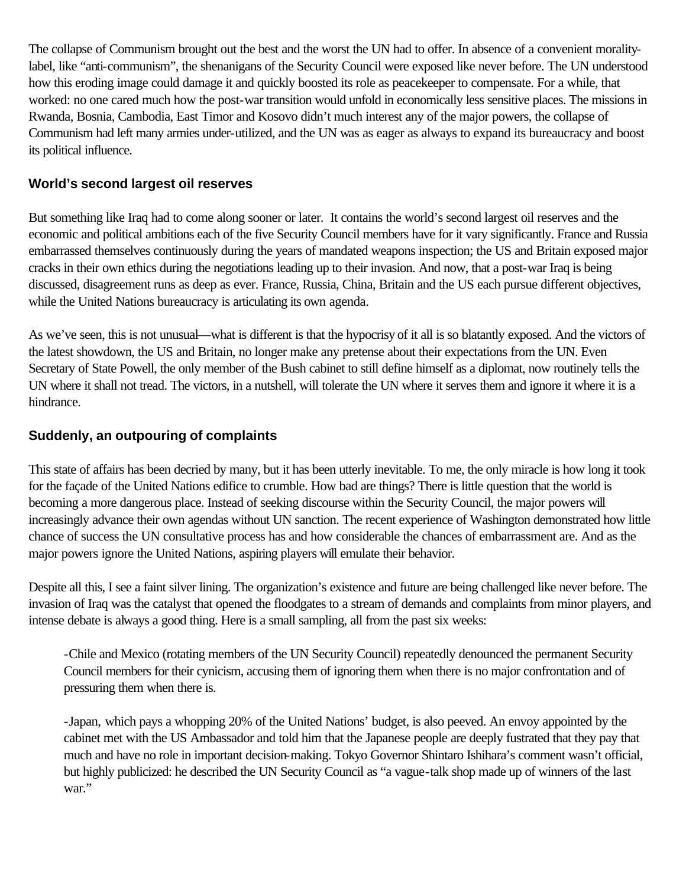The collapse of Communism brought out the best and the worst the UN had to offer. In absence of a convenient morality-label, like "anti-communism", the shenanigans of the Security Council were exposed like never before. The UN understood how this eroding image could damage it and quickly boosted its role as peacekeeper to compensate. For a while, that worked: no one cared much how the post-war transition would unfold in economically less sensitive places. The missions in Rwanda, Bosnia, Cambodia, East Timor and Kosovo didn't much interest any of the major powers, the collapse of Communism had left many armies under-utilized, and the UN was as eager as always to expand its bureaucracy and boost its political influence.

### World's second largest oil reserves

But something like Iraq had to come along sooner or later. It contains the world's second largest oil reserves and the economic and political ambitions each of the five Security Council members have for it vary significantly. France and Russia embarrassed themselves continuously during the years of mandated weapons inspection; the US and Britain exposed major cracks in their own ethics during the negotiations leading up to their invasion. And now, that a post-war Iraq is being discussed, disagreement runs as deep as ever. France, Russia, China, Britain and the US each pursue different objectives, while the United Nations bureaucracy is articulating its own agenda.

As we've seen, this is not unusual—what is different is that the hypocrisy of it all is so blatantly exposed. And the victors of the latest showdown, the US and Britain, no longer make any pretense about their expectations from the UN. Even Secretary of State Powell, the only member of the Bush cabinet to still define himself as a diplomat, now routinely tells the UN where it shall not tread. The victors, in a nutshell, will tolerate the UN where it serves them and ignore it where it is a hindrance.

### Suddenly, an outpouring of complaints

This state of affairs has been decried by many, but it has been utterly inevitable. To me, the only miracle is how long it took for the façade of the United Nations edifice to crumble. How bad are things? There is little question that the world is becoming a more dangerous place. Instead of seeking discourse within the Security Council, the major powers will increasingly advance their own agendas without UN sanction. The recent experience of Washington demonstrated how little chance of success the UN consultative process has and how considerable the chances of embarrassment are. And as the major powers ignore the United Nations, aspiring players will emulate their behavior.

Despite all this, I see a faint silver lining. The organization's existence and future are being challenged like never before. The invasion of Iraq was the catalyst that opened the floodgates to a stream of demands and complaints from minor players, and intense debate is always a good thing. Here is a small sampling, all from the past six weeks:

- Chile and Mexico (rotating members of the UN Security Council) repeatedly denounced the permanent Security Council members for their cynicism, accusing them of ignoring them when there is no major confrontation and of pressuring them when there is.

- Japan, which pays a whopping 20% of the United Nations' budget, is also peeved. An envoy appointed by the cabinet met with the US Ambassador and told him that the Japanese people are deeply fustrated that they pay that much and have no role in important decision-making. Tokyo Governor Shintaro Ishihara's comment wasn't official, but highly publicized: he described the UN Security Council as "a vague-talk shop made up of winners of the last war."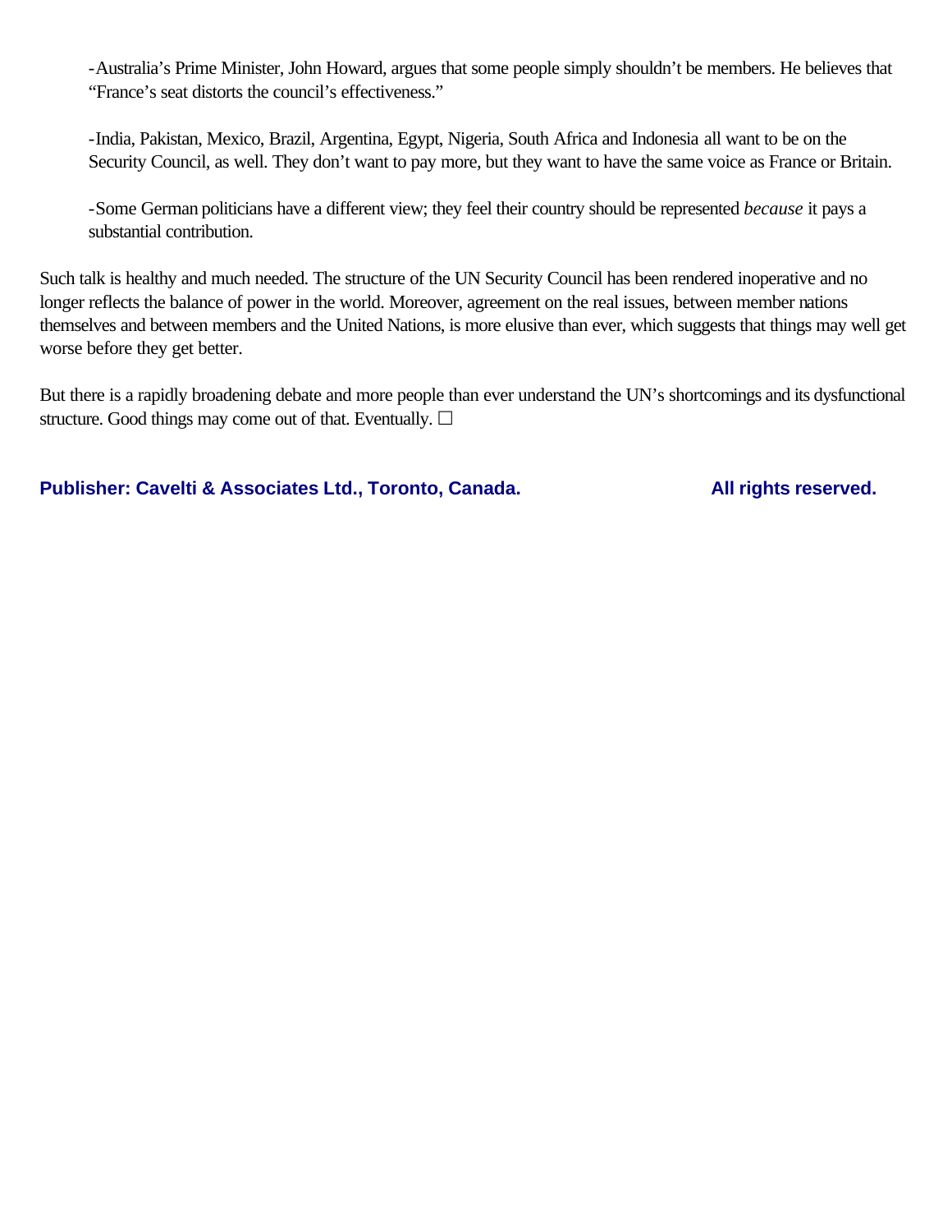- Australia's Prime Minister, John Howard, argues that some people simply shouldn't be members. He believes that "France's seat distorts the council's effectiveness."

- India, Pakistan, Mexico, Brazil, Argentina, Egypt, Nigeria, South Africa and Indonesia all want to be on the Security Council, as well. They don't want to pay more, but they want to have the same voice as France or Britain.

- Some German politicians have a different view; they feel their country should be represented *because* it pays a substantial contribution.

Such talk is healthy and much needed. The structure of the UN Security Council has been rendered inoperative and no longer reflects the balance of power in the world. Moreover, agreement on the real issues, between member nations themselves and between members and the United Nations, is more elusive than ever, which suggests that things may well get worse before they get better.

But there is a rapidly broadening debate and more people than ever understand the UN's shortcomings and its dysfunctional structure. Good things may come out of that. Eventually. □

**Publisher: Cavelti & Associates Ltd., Toronto, Canada.** **All rights reserved.**